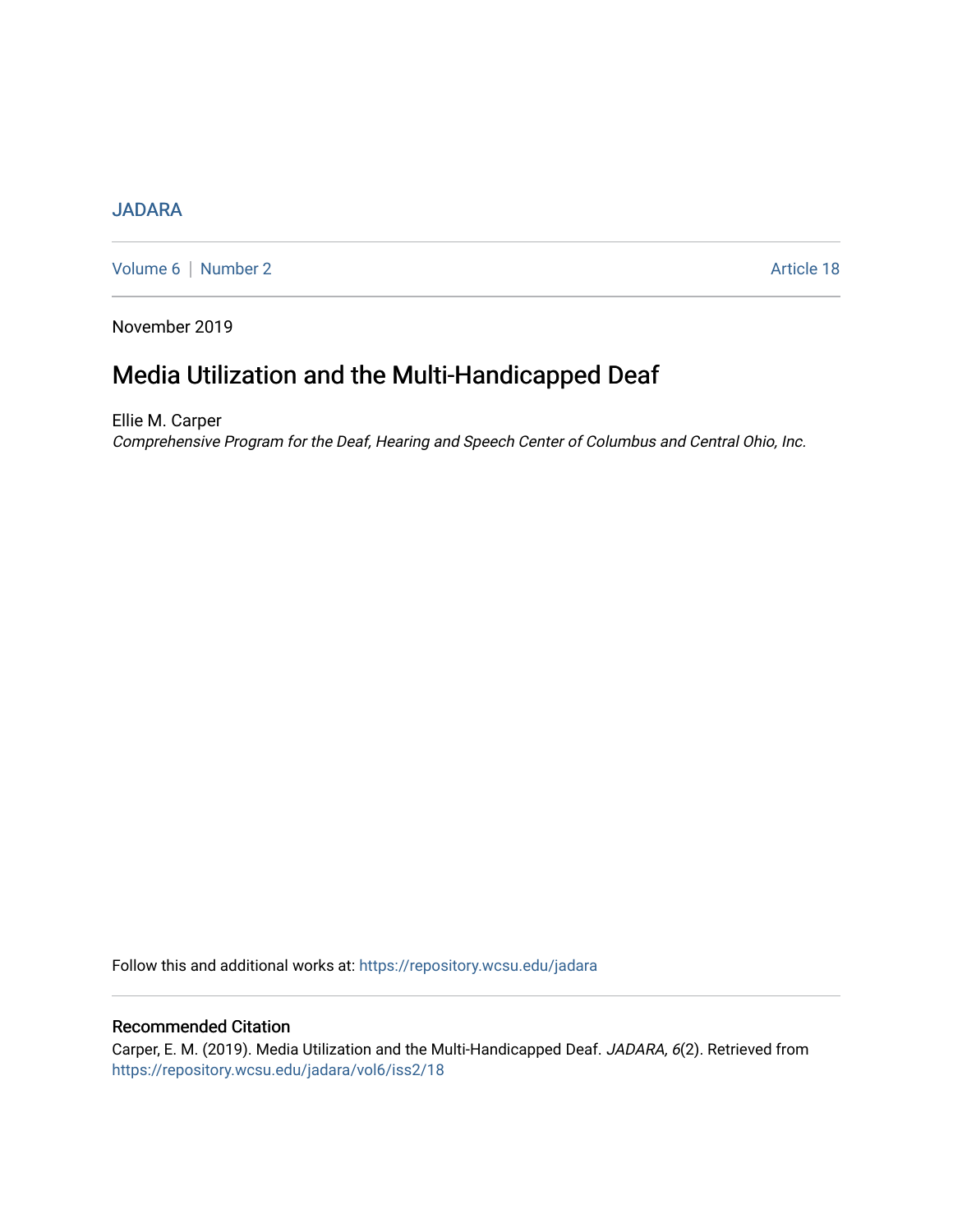JADARA

Volume 6 | Number 2 Article 18

November 2019

# Media Utilization and the Multi-Handicapped Deaf

Ellie M. Carper

*Comprehensive Program for the Deaf, Hearing and Speech Center of Columbus and Central Ohio, Inc.*

Follow this and additional works at: https://repository.wcsu.edu/jadara

## Recommended Citation

Carper, E. M. (2019). Media Utilization and the Multi-Handicapped Deaf. *JADARA, 6*(2). Retrieved from https://repository.wcsu.edu/jadara/vol6/iss2/18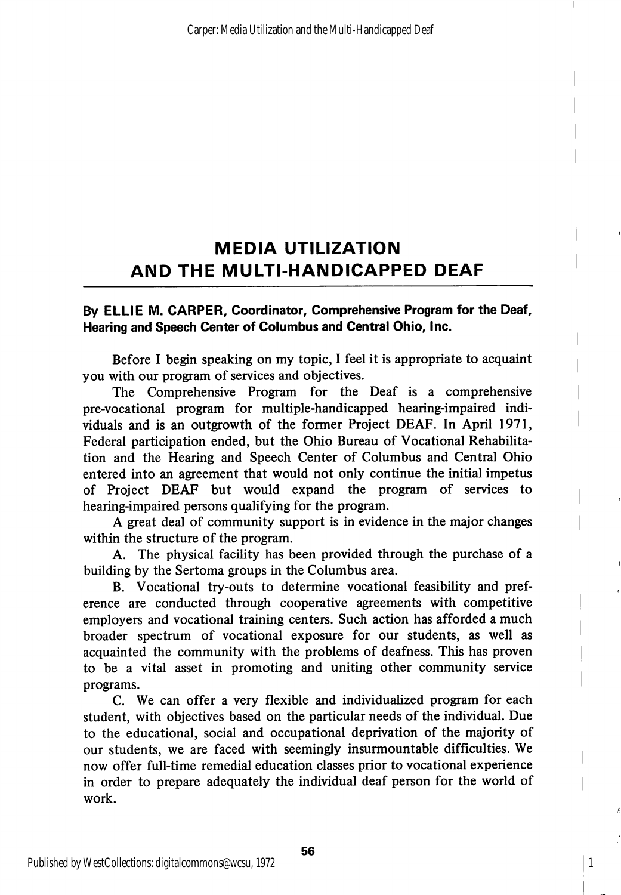# MEDIA UTILIZATION AND THE MULTI-HANDICAPPED DEAF

**By ELLIE M. CARPER, Coordinator, Comprehensive Program for the Deaf, Hearing and Speech Center of Columbus and Central Ohio, Inc.**

Before I begin speaking on my topic, I feel it is appropriate to acquaint you with our program of services and objectives.

The Comprehensive Program for the Deaf is a comprehensive pre-vocational program for multiple-handicapped hearing-impaired individuals and is an outgrowth of the former Project DEAF. In April 1971, Federal participation ended, but the Ohio Bureau of Vocational Rehabilitation and the Hearing and Speech Center of Columbus and Central Ohio entered into an agreement that would not only continue the initial impetus of Project DEAF but would expand the program of services to hearing-impaired persons qualifying for the program.

A great deal of community support is in evidence in the major changes within the structure of the program.

A. The physical facility has been provided through the purchase of a building by the Sertoma groups in the Columbus area.

B. Vocational try-outs to determine vocational feasibility and preference are conducted through cooperative agreements with competitive employers and vocational training centers. Such action has afforded a much broader spectrum of vocational exposure for our students, as well as acquainted the community with the problems of deafness. This has proven to be a vital asset in promoting and uniting other community service programs.

C. We can offer a very flexible and individualized program for each student, with objectives based on the particular needs of the individual. Due to the educational, social and occupational deprivation of the majority of our students, we are faced with seemingly insurmountable difficulties. We now offer full-time remedial education classes prior to vocational experience in order to prepare adequately the individual deaf person for the world of work.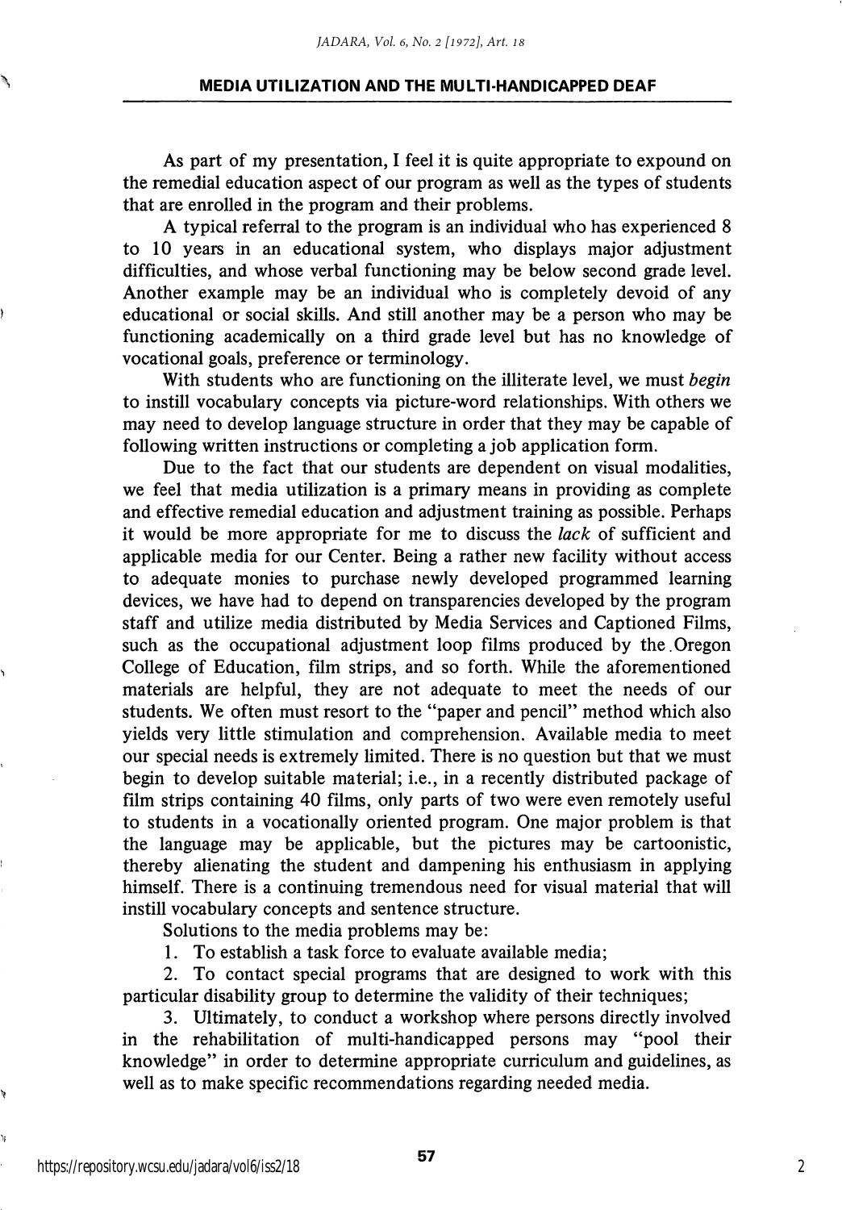As part of my presentation, I feel it is quite appropriate to expound on the remedial education aspect of our program as well as the types of students that are enrolled in the program and their problems.

A typical referral to the program is an individual who has experienced 8 to 10 years in an educational system, who displays major adjustment difficulties, and whose verbal functioning may be below second grade level. Another example may be an individual who is completely devoid of any educational or social skills. And still another may be a person who may be functioning academically on a third grade level but has no knowledge of vocational goals, preference or terminology.

With students who are functioning on the illiterate level, we must *begin* to instill vocabulary concepts via picture-word relationships. With others we may need to develop language structure in order that they may be capable of following written instructions or completing a job application form.

Due to the fact that our students are dependent on visual modalities, we feel that media utilization is a primary means in providing as complete and effective remedial education and adjustment training as possible. Perhaps it would be more appropriate for me to discuss the *lack* of sufficient and applicable media for our Center. Being a rather new facility without access to adequate monies to purchase newly developed programmed learning devices, we have had to depend on transparencies developed by the program staff and utilize media distributed by Media Services and Captioned Films, such as the occupational adjustment loop films produced by the Oregon College of Education, film strips, and so forth. While the aforementioned materials are helpful, they are not adequate to meet the needs of our students. We often must resort to the "paper and pencil" method which also yields very little stimulation and comprehension. Available media to meet our special needs is extremely limited. There is no question but that we must begin to develop suitable material; i.e., in a recently distributed package of film strips containing 40 films, only parts of two were even remotely useful to students in a vocationally oriented program. One major problem is that the language may be applicable, but the pictures may be cartoonistic, thereby alienating the student and dampening his enthusiasm in applying himself. There is a continuing tremendous need for visual material that will instill vocabulary concepts and sentence structure.

Solutions to the media problems may be:

1. To establish a task force to evaluate available media;
2. To contact special programs that are designed to work with this particular disability group to determine the validity of their techniques;
3. Ultimately, to conduct a workshop where persons directly involved in the rehabilitation of multi-handicapped persons may "pool their knowledge" in order to determine appropriate curriculum and guidelines, as well as to make specific recommendations regarding needed media.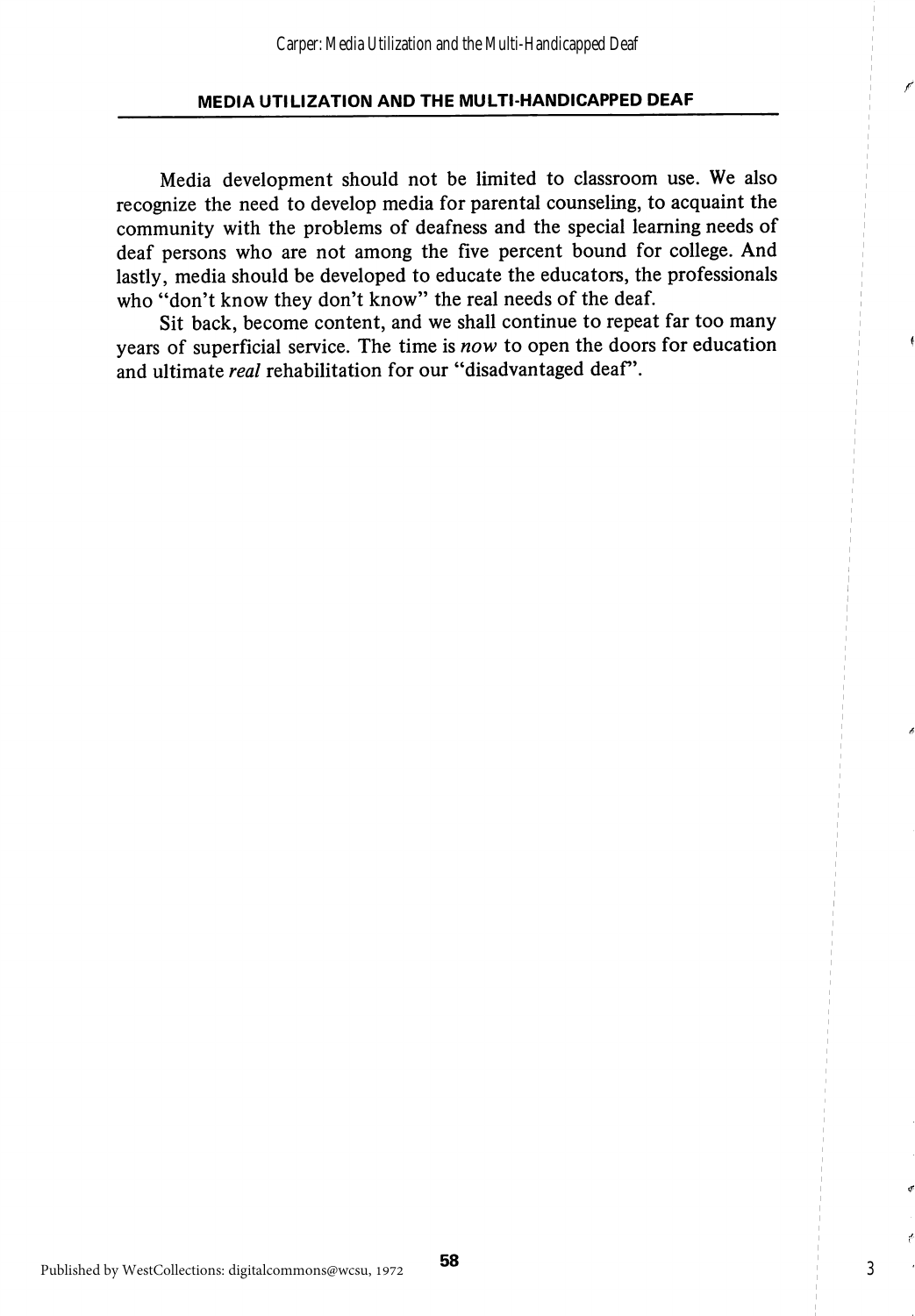Media development should not be limited to classroom use. We also recognize the need to develop media for parental counseling, to acquaint the community with the problems of deafness and the special learning needs of deaf persons who are not among the five percent bound for college. And lastly, media should be developed to educate the educators, the professionals who "don't know they don't know" the real needs of the deaf.

Sit back, become content, and we shall continue to repeat far too many years of superficial service. The time is *now* to open the doors for education and ultimate *real* rehabilitation for our "disadvantaged deaf".